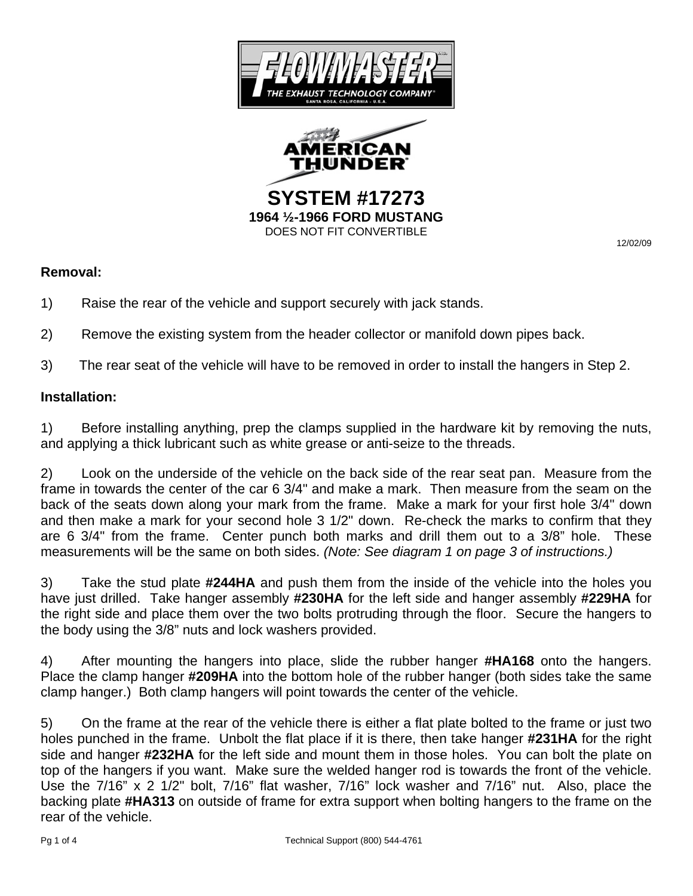FLOWMASTER

THE EXHAUST TECHNOLOGY COMPANY®

SANTA ROSA, CALIFORNIA - U.S.A.

AMERICAN THUNDER®

# SYSTEM #17273

**1964 ½-1966 FORD MUSTANG**

DOES NOT FIT CONVERTIBLE

12/02/09

**Removal:**

1) Raise the rear of the vehicle and support securely with jack stands.

2) Remove the existing system from the header collector or manifold down pipes back.

3) The rear seat of the vehicle will have to be removed in order to install the hangers in Step 2.

**Installation:**

1) Before installing anything, prep the clamps supplied in the hardware kit by removing the nuts, and applying a thick lubricant such as white grease or anti-seize to the threads.

2) Look on the underside of the vehicle on the back side of the rear seat pan. Measure from the frame in towards the center of the car 6 3/4" and make a mark. Then measure from the seam on the back of the seats down along your mark from the frame. Make a mark for your first hole 3/4" down and then make a mark for your second hole 3 1/2" down. Re-check the marks to confirm that they are 6 3/4" from the frame. Center punch both marks and drill them out to a 3/8" hole. These measurements will be the same on both sides. *(Note: See diagram 1 on page 3 of instructions.)*

3) Take the stud plate **#244HA** and push them from the inside of the vehicle into the holes you have just drilled. Take hanger assembly **#230HA** for the left side and hanger assembly **#229HA** for the right side and place them over the two bolts protruding through the floor. Secure the hangers to the body using the 3/8" nuts and lock washers provided.

4) After mounting the hangers into place, slide the rubber hanger **#HA168** onto the hangers. Place the clamp hanger **#209HA** into the bottom hole of the rubber hanger (both sides take the same clamp hanger.) Both clamp hangers will point towards the center of the vehicle.

5) On the frame at the rear of the vehicle there is either a flat plate bolted to the frame or just two holes punched in the frame. Unbolt the flat place if it is there, then take hanger **#231HA** for the right side and hanger **#232HA** for the left side and mount them in those holes. You can bolt the plate on top of the hangers if you want. Make sure the welded hanger rod is towards the front of the vehicle. Use the 7/16" x 2 1/2" bolt, 7/16" flat washer, 7/16" lock washer and 7/16" nut. Also, place the backing plate **#HA313** on outside of frame for extra support when bolting hangers to the frame on the rear of the vehicle.

Technical Support (800) 544-4761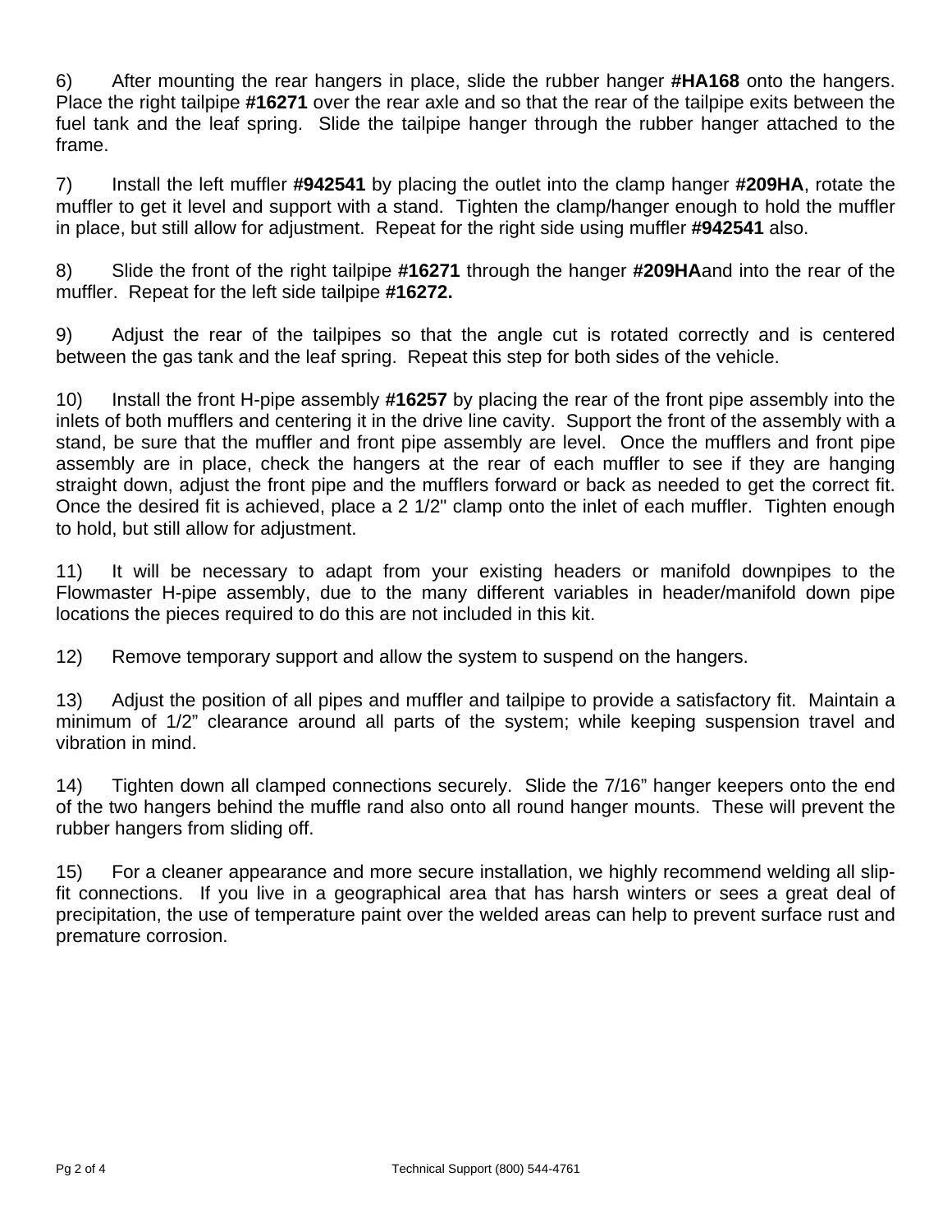6) After mounting the rear hangers in place, slide the rubber hanger **#HA168** onto the hangers. Place the right tailpipe **#16271** over the rear axle and so that the rear of the tailpipe exits between the fuel tank and the leaf spring. Slide the tailpipe hanger through the rubber hanger attached to the frame.

7) Install the left muffler **#942541** by placing the outlet into the clamp hanger **#209HA**, rotate the muffler to get it level and support with a stand. Tighten the clamp/hanger enough to hold the muffler in place, but still allow for adjustment. Repeat for the right side using muffler **#942541** also.

8) Slide the front of the right tailpipe **#16271** through the hanger **#209HA**and into the rear of the muffler. Repeat for the left side tailpipe **#16272.**

9) Adjust the rear of the tailpipes so that the angle cut is rotated correctly and is centered between the gas tank and the leaf spring. Repeat this step for both sides of the vehicle.

10) Install the front H-pipe assembly **#16257** by placing the rear of the front pipe assembly into the inlets of both mufflers and centering it in the drive line cavity. Support the front of the assembly with a stand, be sure that the muffler and front pipe assembly are level. Once the mufflers and front pipe assembly are in place, check the hangers at the rear of each muffler to see if they are hanging straight down, adjust the front pipe and the mufflers forward or back as needed to get the correct fit. Once the desired fit is achieved, place a 2 1/2" clamp onto the inlet of each muffler. Tighten enough to hold, but still allow for adjustment.

11) It will be necessary to adapt from your existing headers or manifold downpipes to the Flowmaster H-pipe assembly, due to the many different variables in header/manifold down pipe locations the pieces required to do this are not included in this kit.

12) Remove temporary support and allow the system to suspend on the hangers.

13) Adjust the position of all pipes and muffler and tailpipe to provide a satisfactory fit. Maintain a minimum of 1/2" clearance around all parts of the system; while keeping suspension travel and vibration in mind.

14) Tighten down all clamped connections securely. Slide the 7/16" hanger keepers onto the end of the two hangers behind the muffle rand also onto all round hanger mounts. These will prevent the rubber hangers from sliding off.

15) For a cleaner appearance and more secure installation, we highly recommend welding all slip-fit connections. If you live in a geographical area that has harsh winters or sees a great deal of precipitation, the use of temperature paint over the welded areas can help to prevent surface rust and premature corrosion.

Technical Support (800) 544-4761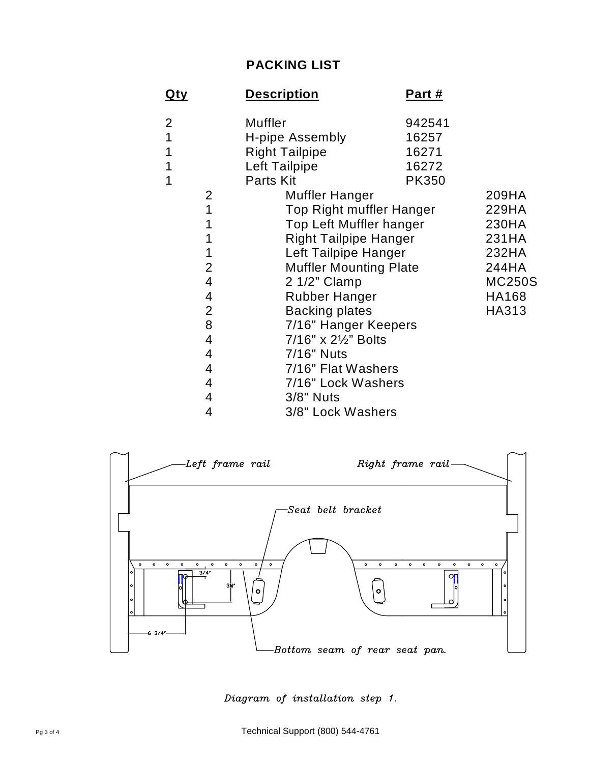## PACKING LIST

| Qty | | Description | Part # | |
|---|---|---|---|---|
| 2 | | Muffler | 942541 | |
| 1 | | H-pipe Assembly | 16257 | |
| 1 | | Right Tailpipe | 16271 | |
| 1 | | Left Tailpipe | 16272 | |
| 1 | | Parts Kit | PK350 | |
| | 2 | Muffler Hanger | | 209HA |
| | 1 | Top Right muffler Hanger | | 229HA |
| | 1 | Top Left Muffler hanger | | 230HA |
| | 1 | Right Tailpipe Hanger | | 231HA |
| | 1 | Left Tailpipe Hanger | | 232HA |
| | 2 | Muffler Mounting Plate | | 244HA |
| | 4 | 2 1/2” Clamp | | MC250S |
| | 4 | Rubber Hanger | | HA168 |
| | 2 | Backing plates | | HA313 |
| | 8 | 7/16" Hanger Keepers | | |
| | 4 | 7/16" x 2½” Bolts | | |
| | 4 | 7/16" Nuts | | |
| | 4 | 7/16" Flat Washers | | |
| | 4 | 7/16" Lock Washers | | |
| | 4 | 3/8" Nuts | | |
| | 4 | 3/8" Lock Washers | | |

Left frame rail

Right frame rail

Seat belt bracket

3/4"

3¾"

6 3/4"

Bottom seam of rear seat pan.

*Diagram of installation step 1.*

Technical Support (800) 544-4761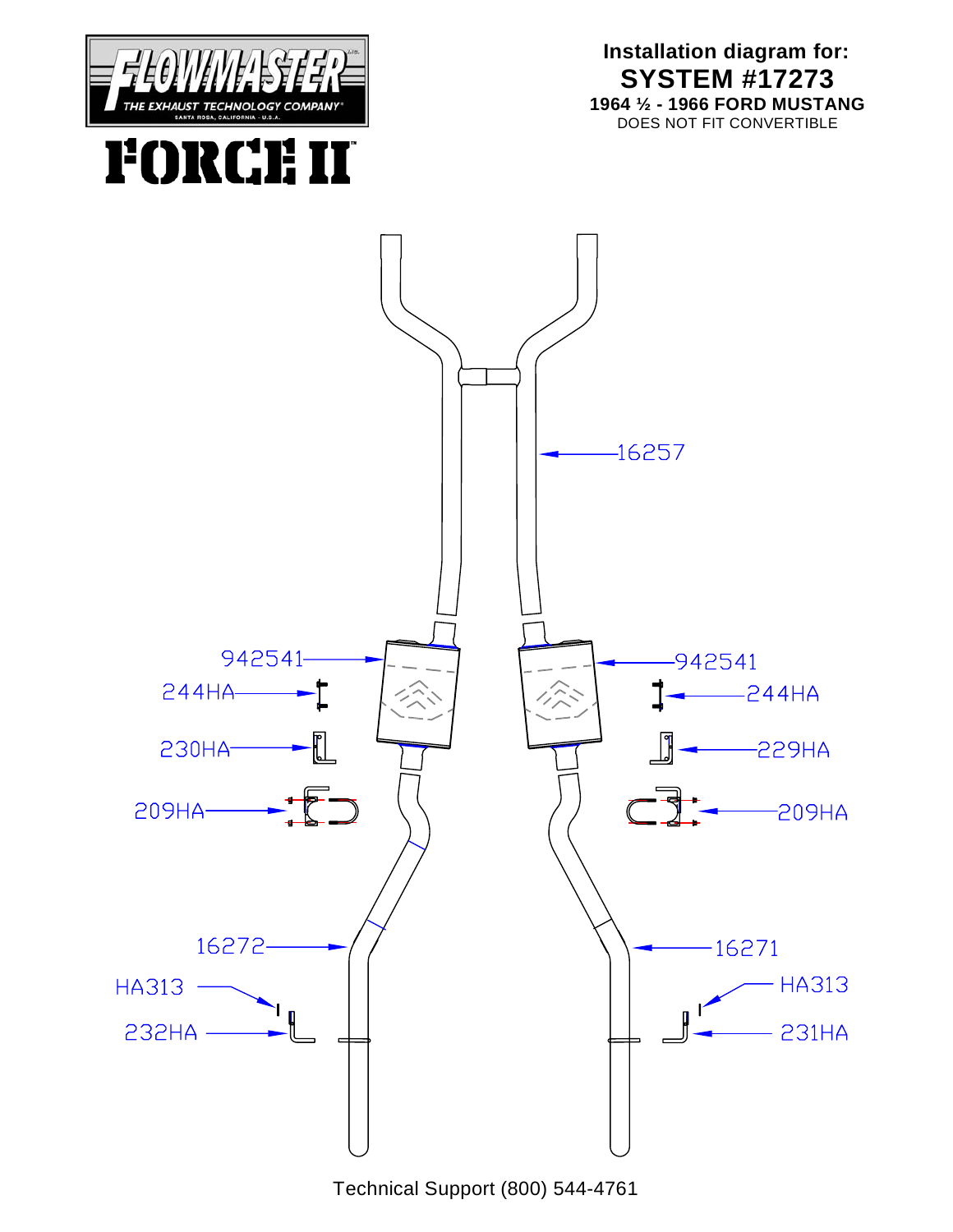FLOWMASTER

THE EXHAUST TECHNOLOGY COMPANY

SANTA ROSA, CALIFORNIA - U.S.A.

FORCE II

**Installation diagram for:**

## SYSTEM #17273

**1964 ½ - 1966 FORD MUSTANG**

DOES NOT FIT CONVERTIBLE

16257

942541

244HA

230HA

209HA

942541

244HA

229HA

209HA

16272

HA313

232HA

16271

HA313

231HA

Technical Support (800) 544-4761